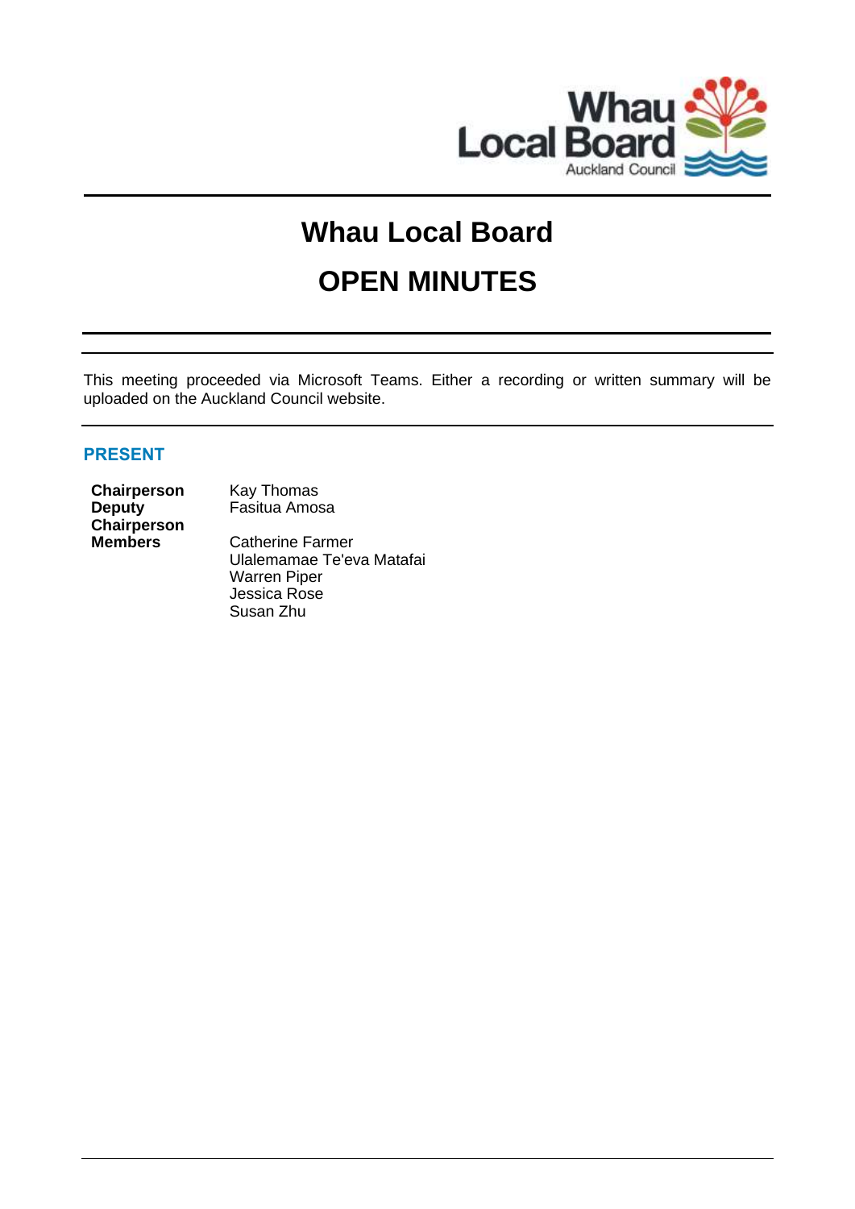# Whau Local Board

# OPEN MINUTES

This meeting proceeded via Microsoft Teams. Either a recording or written summary will be uploaded on the Auckland Council website.

## PRESENT

| | |
|---|---|
| **Chairperson** | Kay Thomas |
| **Deputy Chairperson** | Fasitua Amosa |
| **Members** | Catherine Farmer |
| | Ulalemamae Te'eva Matafai |
| | Warren Piper |
| | Jessica Rose |
| | Susan Zhu |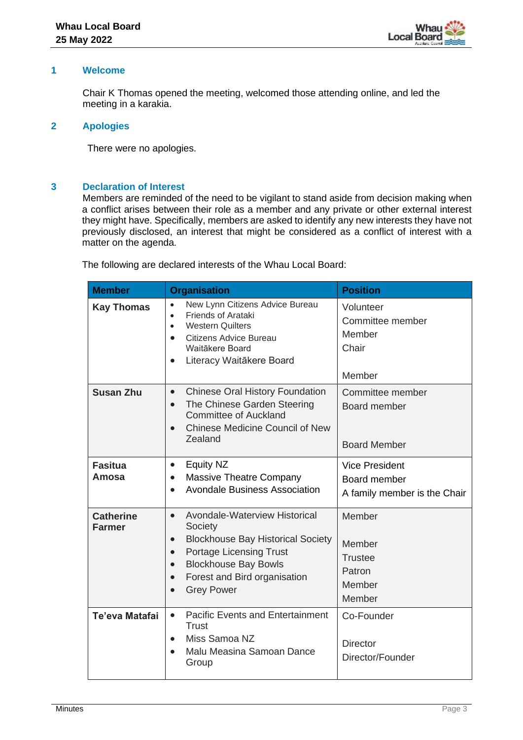## 1 Welcome

Chair K Thomas opened the meeting, welcomed those attending online, and led the meeting in a karakia.

## 2 Apologies

There were no apologies.

## 3 Declaration of Interest

Members are reminded of the need to be vigilant to stand aside from decision making when a conflict arises between their role as a member and any private or other external interest they might have. Specifically, members are asked to identify any new interests they have not previously disclosed, an interest that might be considered as a conflict of interest with a matter on the agenda.

The following are declared interests of the Whau Local Board:

| Member | Organisation | Position |
|---|---|---|
| **Kay Thomas** | • New Lynn Citizens Advice Bureau<br>• Friends of Arataki<br>• Western Quilters<br>• Citizens Advice Bureau Waitākere Board<br>• Literacy Waitākere Board | Volunteer<br>Committee member<br>Member<br>Chair<br>Member |
| **Susan Zhu** | • Chinese Oral History Foundation<br>• The Chinese Garden Steering Committee of Auckland<br>• Chinese Medicine Council of New Zealand | Committee member<br>Board member<br>Board Member |
| **Fasitua Amosa** | • Equity NZ<br>• Massive Theatre Company<br>• Avondale Business Association | Vice President<br>Board member<br>A family member is the Chair |
| **Catherine Farmer** | • Avondale-Waterview Historical Society<br>• Blockhouse Bay Historical Society<br>• Portage Licensing Trust<br>• Blockhouse Bay Bowls<br>• Forest and Bird organisation<br>• Grey Power | Member<br>Member<br>Trustee<br>Patron<br>Member<br>Member |
| **Te'eva Matafai** | • Pacific Events and Entertainment Trust<br>• Miss Samoa NZ<br>• Malu Measina Samoan Dance Group | Co-Founder<br>Director<br>Director/Founder |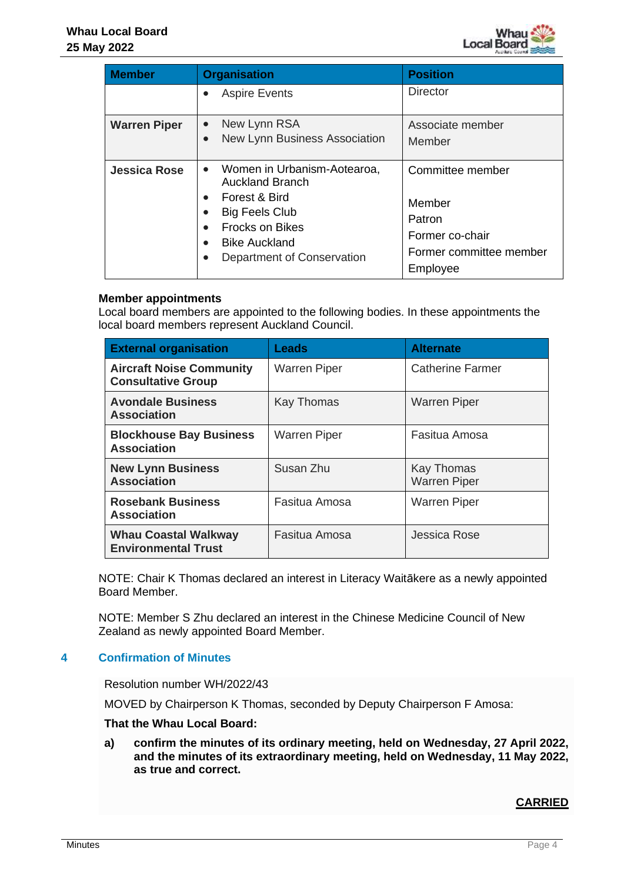| Member | Organisation | Position |
| --- | --- | --- |
| | • Aspire Events | Director |
| **Warren Piper** | • New Lynn RSA<br>• New Lynn Business Association | Associate member<br>Member |
| **Jessica Rose** | • Women in Urbanism-Aotearoa, Auckland Branch<br>• Forest & Bird<br>• Big Feels Club<br>• Frocks on Bikes<br>• Bike Auckland<br>• Department of Conservation | Committee member<br>Member<br>Patron<br>Former co-chair<br>Former committee member<br>Employee |

**Member appointments**

Local board members are appointed to the following bodies. In these appointments the local board members represent Auckland Council.

| External organisation | Leads | Alternate |
| --- | --- | --- |
| **Aircraft Noise Community Consultative Group** | Warren Piper | Catherine Farmer |
| **Avondale Business Association** | Kay Thomas | Warren Piper |
| **Blockhouse Bay Business Association** | Warren Piper | Fasitua Amosa |
| **New Lynn Business Association** | Susan Zhu | Kay Thomas<br>Warren Piper |
| **Rosebank Business Association** | Fasitua Amosa | Warren Piper |
| **Whau Coastal Walkway Environmental Trust** | Fasitua Amosa | Jessica Rose |

NOTE: Chair K Thomas declared an interest in Literacy Waitākere as a newly appointed Board Member.

NOTE: Member S Zhu declared an interest in the Chinese Medicine Council of New Zealand as newly appointed Board Member.

## 4 Confirmation of Minutes

Resolution number WH/2022/43

MOVED by Chairperson K Thomas, seconded by Deputy Chairperson F Amosa:

**That the Whau Local Board:**

**a) confirm the minutes of its ordinary meeting, held on Wednesday, 27 April 2022, and the minutes of its extraordinary meeting, held on Wednesday, 11 May 2022, as true and correct.**

**CARRIED**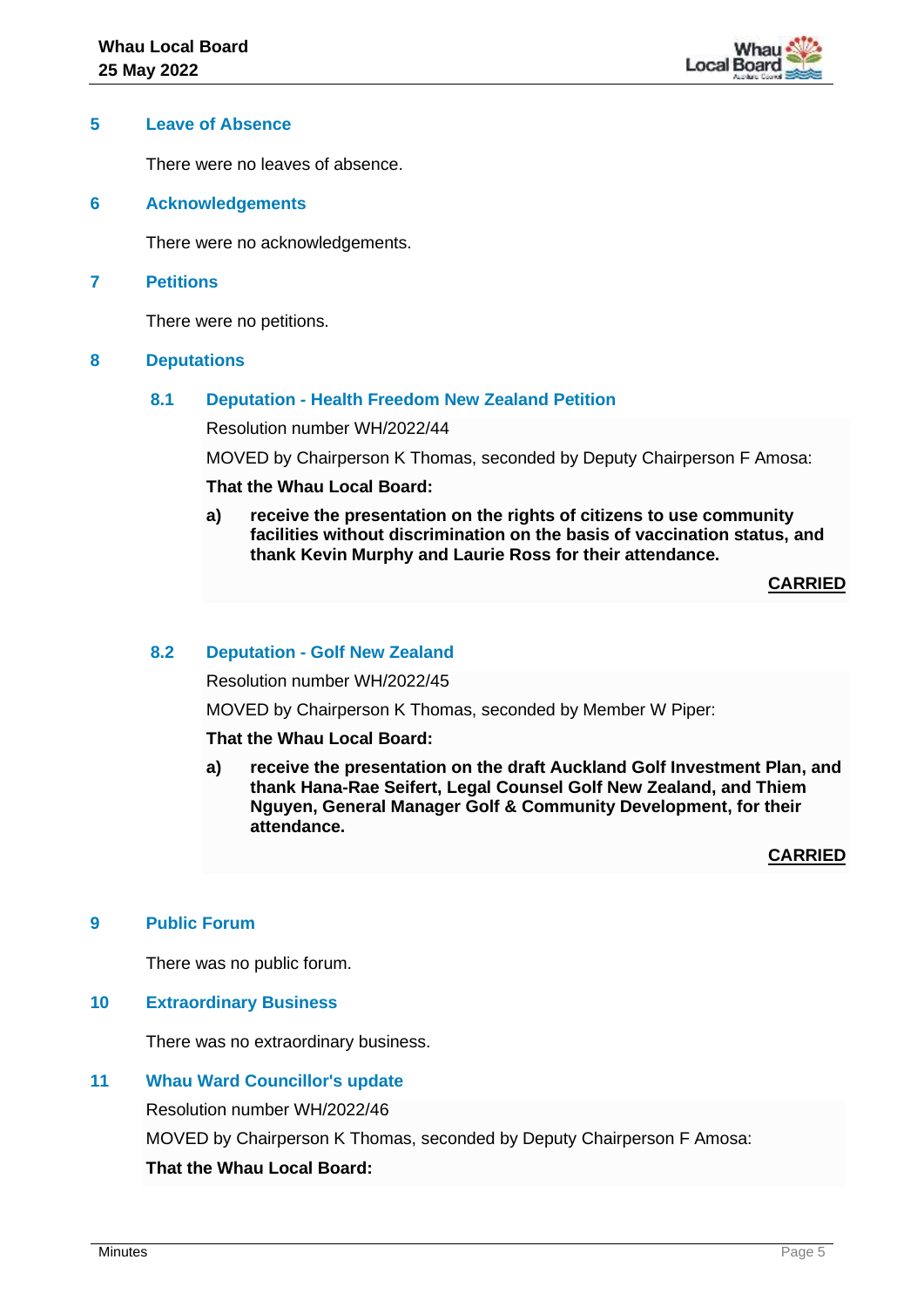## 5 Leave of Absence

There were no leaves of absence.

## 6 Acknowledgements

There were no acknowledgements.

## 7 Petitions

There were no petitions.

## 8 Deputations

### 8.1 Deputation - Health Freedom New Zealand Petition

Resolution number WH/2022/44

MOVED by Chairperson K Thomas, seconded by Deputy Chairperson F Amosa:

**That the Whau Local Board:**

**a) receive the presentation on the rights of citizens to use community facilities without discrimination on the basis of vaccination status, and thank Kevin Murphy and Laurie Ross for their attendance.**

**CARRIED**

### 8.2 Deputation - Golf New Zealand

Resolution number WH/2022/45

MOVED by Chairperson K Thomas, seconded by Member W Piper:

**That the Whau Local Board:**

**a) receive the presentation on the draft Auckland Golf Investment Plan, and thank Hana-Rae Seifert, Legal Counsel Golf New Zealand, and Thiem Nguyen, General Manager Golf & Community Development, for their attendance.**

**CARRIED**

## 9 Public Forum

There was no public forum.

## 10 Extraordinary Business

There was no extraordinary business.

## 11 Whau Ward Councillor's update

Resolution number WH/2022/46

MOVED by Chairperson K Thomas, seconded by Deputy Chairperson F Amosa:

**That the Whau Local Board:**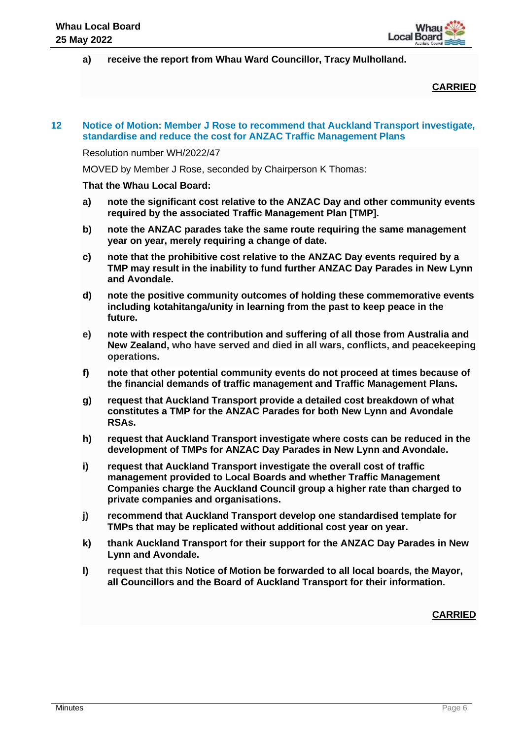**a) receive the report from Whau Ward Councillor, Tracy Mulholland.**

**CARRIED**

## 12 Notice of Motion: Member J Rose to recommend that Auckland Transport investigate, standardise and reduce the cost for ANZAC Traffic Management Plans

Resolution number WH/2022/47

MOVED by Member J Rose, seconded by Chairperson K Thomas:

**That the Whau Local Board:**

**a) note the significant cost relative to the ANZAC Day and other community events required by the associated Traffic Management Plan [TMP].**

**b) note the ANZAC parades take the same route requiring the same management year on year, merely requiring a change of date.**

**c) note that the prohibitive cost relative to the ANZAC Day events required by a TMP may result in the inability to fund further ANZAC Day Parades in New Lynn and Avondale.**

**d) note the positive community outcomes of holding these commemorative events including kotahitanga/unity in learning from the past to keep peace in the future.**

**e) note with respect the contribution and suffering of all those from Australia and New Zealand, who have served and died in all wars, conflicts, and peacekeeping operations.**

**f) note that other potential community events do not proceed at times because of the financial demands of traffic management and Traffic Management Plans.**

**g) request that Auckland Transport provide a detailed cost breakdown of what constitutes a TMP for the ANZAC Parades for both New Lynn and Avondale RSAs.**

**h) request that Auckland Transport investigate where costs can be reduced in the development of TMPs for ANZAC Day Parades in New Lynn and Avondale.**

**i) request that Auckland Transport investigate the overall cost of traffic management provided to Local Boards and whether Traffic Management Companies charge the Auckland Council group a higher rate than charged to private companies and organisations.**

**j) recommend that Auckland Transport develop one standardised template for TMPs that may be replicated without additional cost year on year.**

**k) thank Auckland Transport for their support for the ANZAC Day Parades in New Lynn and Avondale.**

**l) request that this Notice of Motion be forwarded to all local boards, the Mayor, all Councillors and the Board of Auckland Transport for their information.**

**CARRIED**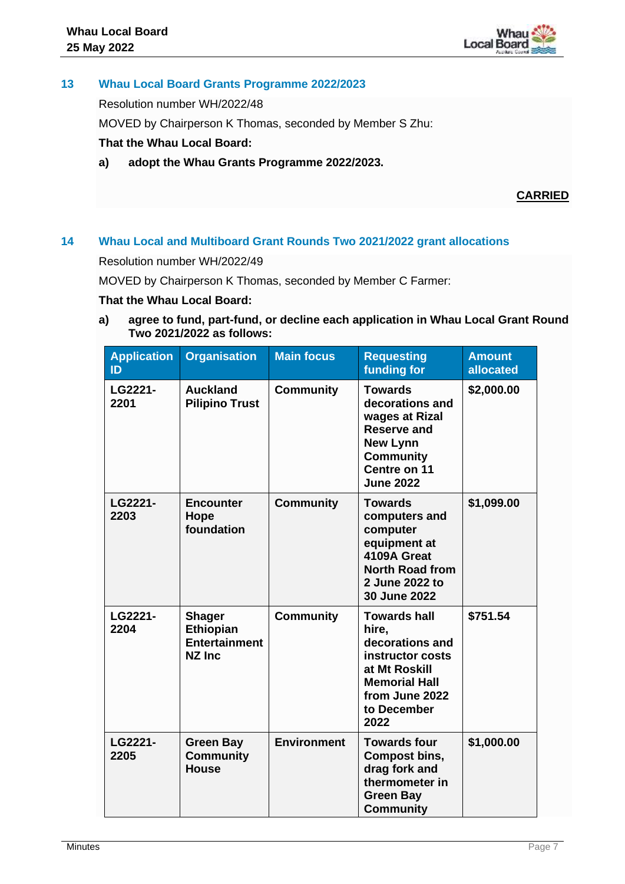## 13 Whau Local Board Grants Programme 2022/2023

Resolution number WH/2022/48

MOVED by Chairperson K Thomas, seconded by Member S Zhu:

**That the Whau Local Board:**

**a) adopt the Whau Grants Programme 2022/2023.**

**CARRIED**

## 14 Whau Local and Multiboard Grant Rounds Two 2021/2022 grant allocations

Resolution number WH/2022/49

MOVED by Chairperson K Thomas, seconded by Member C Farmer:

**That the Whau Local Board:**

**a) agree to fund, part-fund, or decline each application in Whau Local Grant Round Two 2021/2022 as follows:**

| Application ID | Organisation | Main focus | Requesting funding for | Amount allocated |
|---|---|---|---|---|
| **LG2221-2201** | **Auckland Pilipino Trust** | **Community** | **Towards decorations and wages at Rizal Reserve and New Lynn Community Centre on 11 June 2022** | **$2,000.00** |
| **LG2221-2203** | **Encounter Hope foundation** | **Community** | **Towards computers and computer equipment at 4109A Great North Road from 2 June 2022 to 30 June 2022** | **$1,099.00** |
| **LG2221-2204** | **Shager Ethiopian Entertainment NZ Inc** | **Community** | **Towards hall hire, decorations and instructor costs at Mt Roskill Memorial Hall from June 2022 to December 2022** | **$751.54** |
| **LG2221-2205** | **Green Bay Community House** | **Environment** | **Towards four Compost bins, drag fork and thermometer in Green Bay Community** | **$1,000.00** |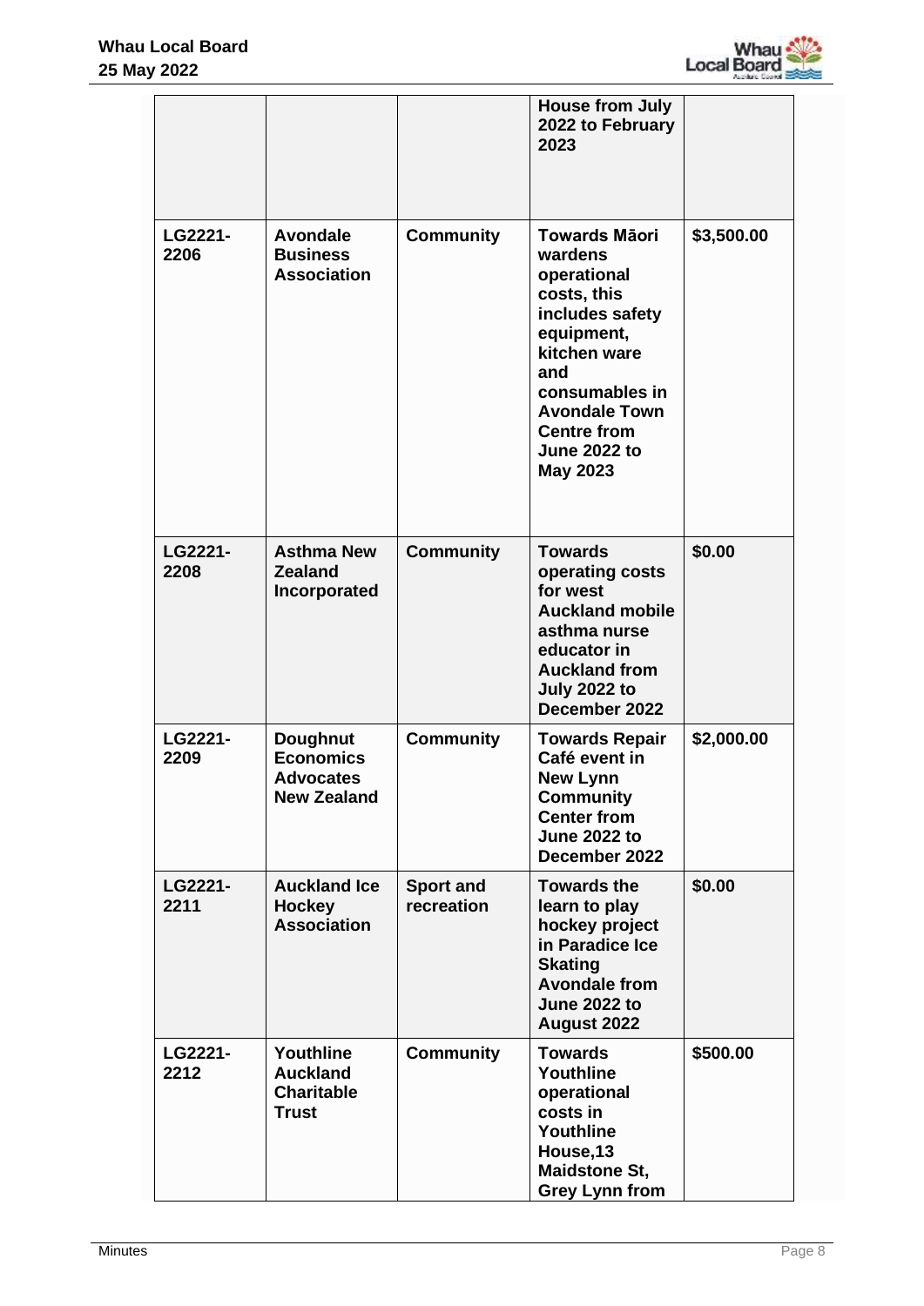| | | | House from July 2022 to February 2023 | |
|---|---|---|---|---|
| LG2221-2206 | Avondale Business Association | Community | Towards Māori wardens operational costs, this includes safety equipment, kitchen ware and consumables in Avondale Town Centre from June 2022 to May 2023 | $3,500.00 |
| LG2221-2208 | Asthma New Zealand Incorporated | Community | Towards operating costs for west Auckland mobile asthma nurse educator in Auckland from July 2022 to December 2022 | $0.00 |
| LG2221-2209 | Doughnut Economics Advocates New Zealand | Community | Towards Repair Café event in New Lynn Community Center from June 2022 to December 2022 | $2,000.00 |
| LG2221-2211 | Auckland Ice Hockey Association | Sport and recreation | Towards the learn to play hockey project in Paradice Ice Skating Avondale from June 2022 to August 2022 | $0.00 |
| LG2221-2212 | Youthline Auckland Charitable Trust | Community | Towards Youthline operational costs in Youthline House,13 Maidstone St, Grey Lynn from | $500.00 |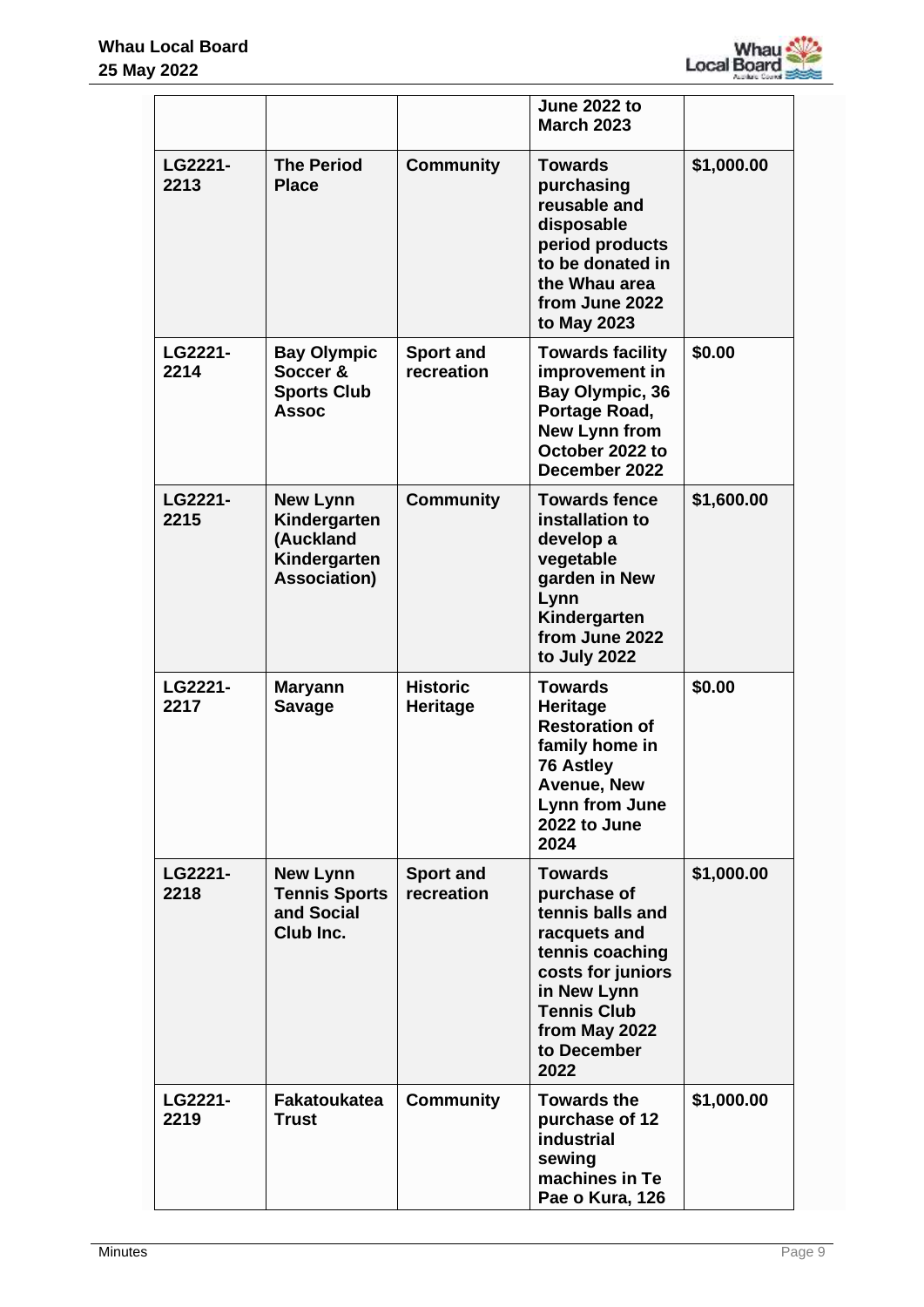| | | | June 2022 to March 2023 | |
|---|---|---|---|---|
| LG2221-2213 | The Period Place | Community | Towards purchasing reusable and disposable period products to be donated in the Whau area from June 2022 to May 2023 | $1,000.00 |
| LG2221-2214 | Bay Olympic Soccer & Sports Club Assoc | Sport and recreation | Towards facility improvement in Bay Olympic, 36 Portage Road, New Lynn from October 2022 to December 2022 | $0.00 |
| LG2221-2215 | New Lynn Kindergarten (Auckland Kindergarten Association) | Community | Towards fence installation to develop a vegetable garden in New Lynn Kindergarten from June 2022 to July 2022 | $1,600.00 |
| LG2221-2217 | Maryann Savage | Historic Heritage | Towards Heritage Restoration of family home in 76 Astley Avenue, New Lynn from June 2022 to June 2024 | $0.00 |
| LG2221-2218 | New Lynn Tennis Sports and Social Club Inc. | Sport and recreation | Towards purchase of tennis balls and racquets and tennis coaching costs for juniors in New Lynn Tennis Club from May 2022 to December 2022 | $1,000.00 |
| LG2221-2219 | Fakatoukatea Trust | Community | Towards the purchase of 12 industrial sewing machines in Te Pae o Kura, 126 | $1,000.00 |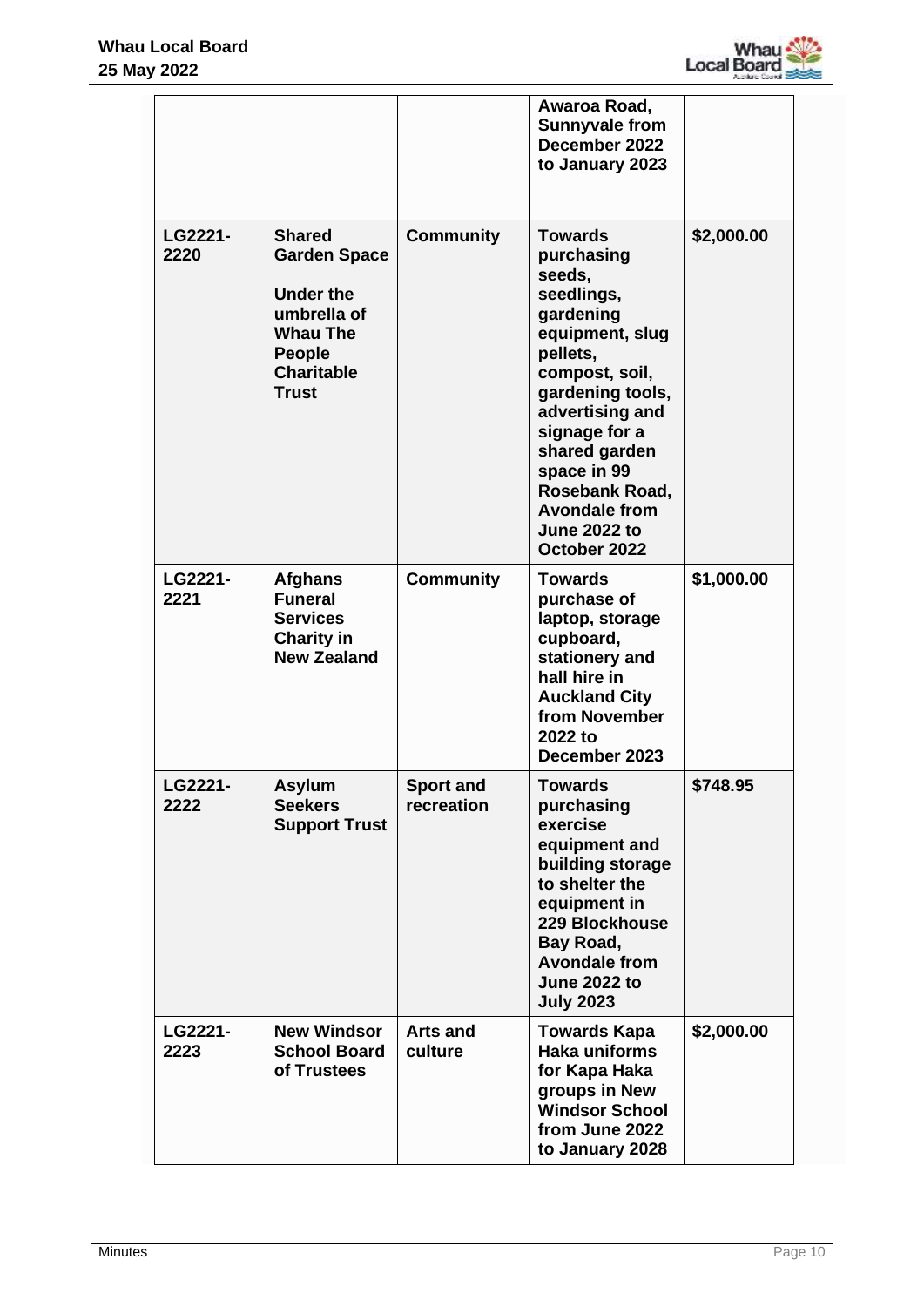|  |  |  | Awaroa Road, Sunnyvale from December 2022 to January 2023 |  |
|---|---|---|---|---|
| LG2221-2220 | Shared Garden Space<br><br>Under the umbrella of Whau The People Charitable Trust | Community | Towards purchasing seeds, seedlings, gardening equipment, slug pellets, compost, soil, gardening tools, advertising and signage for a shared garden space in 99 Rosebank Road, Avondale from June 2022 to October 2022 | $2,000.00 |
| LG2221-2221 | Afghans Funeral Services Charity in New Zealand | Community | Towards purchase of laptop, storage cupboard, stationery and hall hire in Auckland City from November 2022 to December 2023 | $1,000.00 |
| LG2221-2222 | Asylum Seekers Support Trust | Sport and recreation | Towards purchasing exercise equipment and building storage to shelter the equipment in 229 Blockhouse Bay Road, Avondale from June 2022 to July 2023 | $748.95 |
| LG2221-2223 | New Windsor School Board of Trustees | Arts and culture | Towards Kapa Haka uniforms for Kapa Haka groups in New Windsor School from June 2022 to January 2028 | $2,000.00 |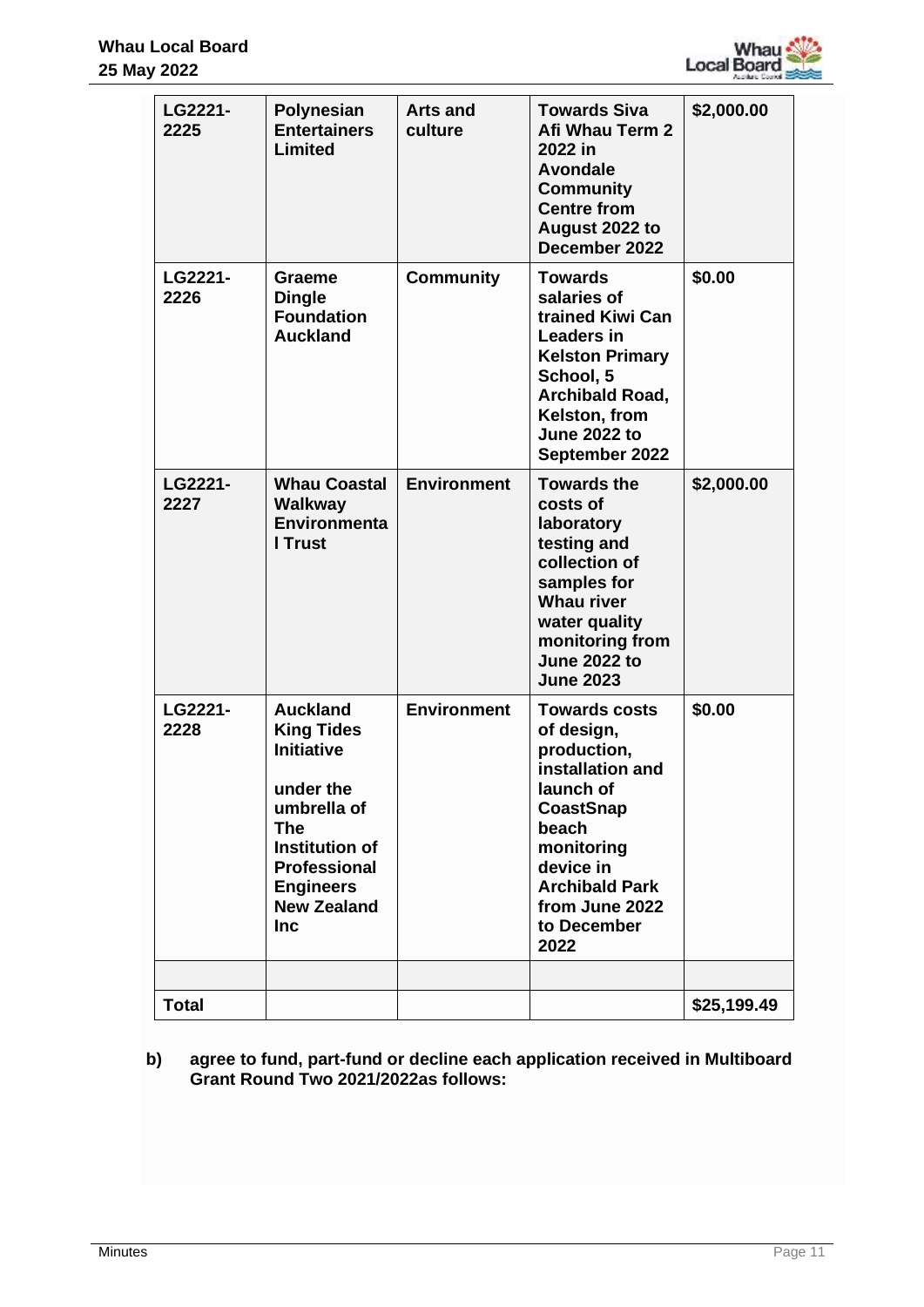| LG2221-2225 | Polynesian Entertainers Limited | Arts and culture | Towards Siva Afi Whau Term 2 2022 in Avondale Community Centre from August 2022 to December 2022 | $2,000.00 |
|---|---|---|---|---|
| LG2221-2226 | Graeme Dingle Foundation Auckland | Community | Towards salaries of trained Kiwi Can Leaders in Kelston Primary School, 5 Archibald Road, Kelston, from June 2022 to September 2022 | $0.00 |
| LG2221-2227 | Whau Coastal Walkway Environmental Trust | Environment | Towards the costs of laboratory testing and collection of samples for Whau river water quality monitoring from June 2022 to June 2023 | $2,000.00 |
| LG2221-2228 | Auckland King Tides Initiative under the umbrella of The Institution of Professional Engineers New Zealand Inc | Environment | Towards costs of design, production, installation and launch of CoastSnap beach monitoring device in Archibald Park from June 2022 to December 2022 | $0.00 |
| | | | | |
| **Total** | | | | **$25,199.49** |

b) **agree to fund, part-fund or decline each application received in Multiboard Grant Round Two 2021/2022as follows:**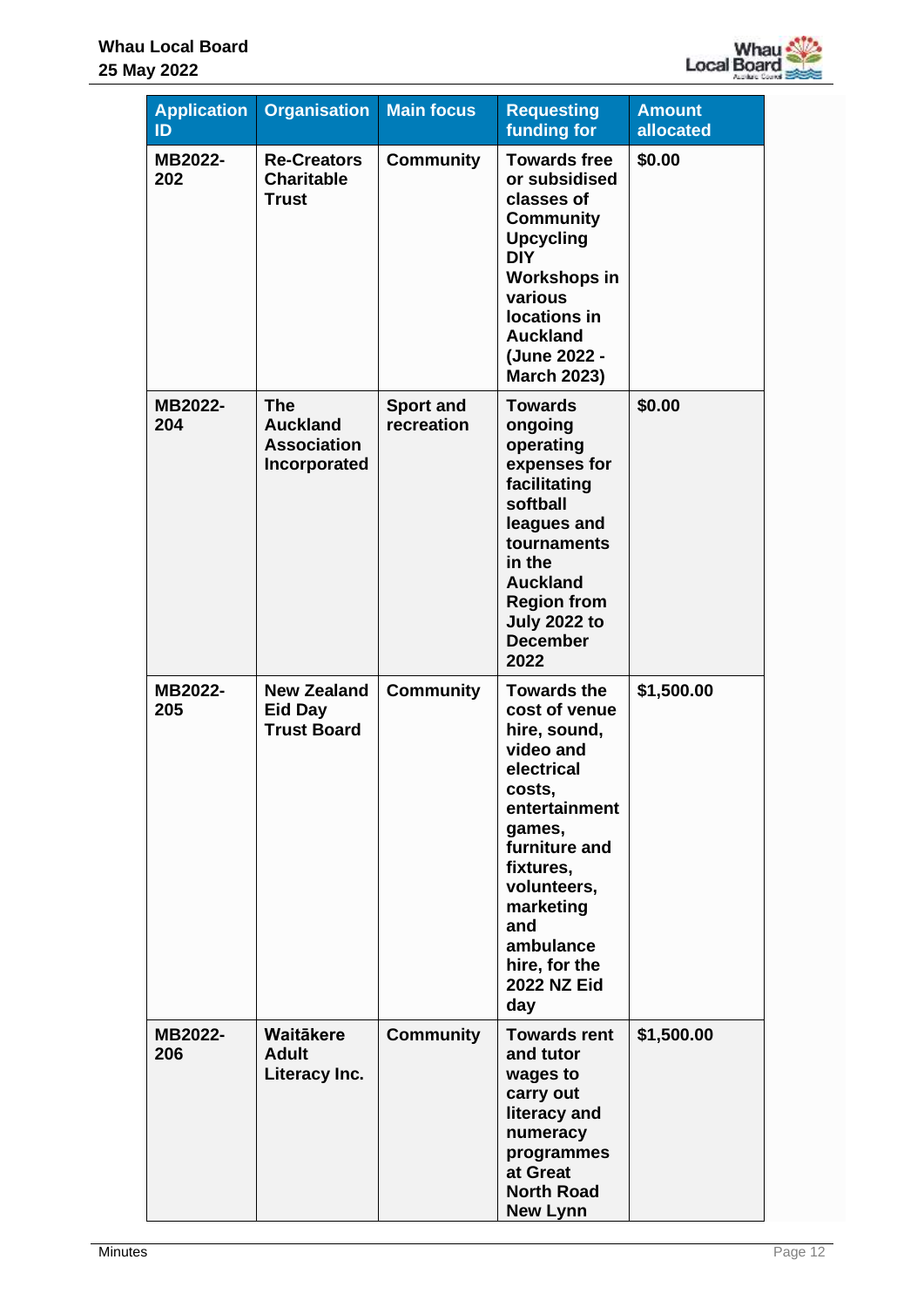| Application ID | Organisation | Main focus | Requesting funding for | Amount allocated |
|---|---|---|---|---|
| MB2022-202 | Re-Creators Charitable Trust | Community | Towards free or subsidised classes of Community Upcycling DIY Workshops in various locations in Auckland (June 2022 - March 2023) | $0.00 |
| MB2022-204 | The Auckland Association Incorporated | Sport and recreation | Towards ongoing operating expenses for facilitating softball leagues and tournaments in the Auckland Region from July 2022 to December 2022 | $0.00 |
| MB2022-205 | New Zealand Eid Day Trust Board | Community | Towards the cost of venue hire, sound, video and electrical costs, entertainment games, furniture and fixtures, volunteers, marketing and ambulance hire, for the 2022 NZ Eid day | $1,500.00 |
| MB2022-206 | Waitākere Adult Literacy Inc. | Community | Towards rent and tutor wages to carry out literacy and numeracy programmes at Great North Road New Lynn | $1,500.00 |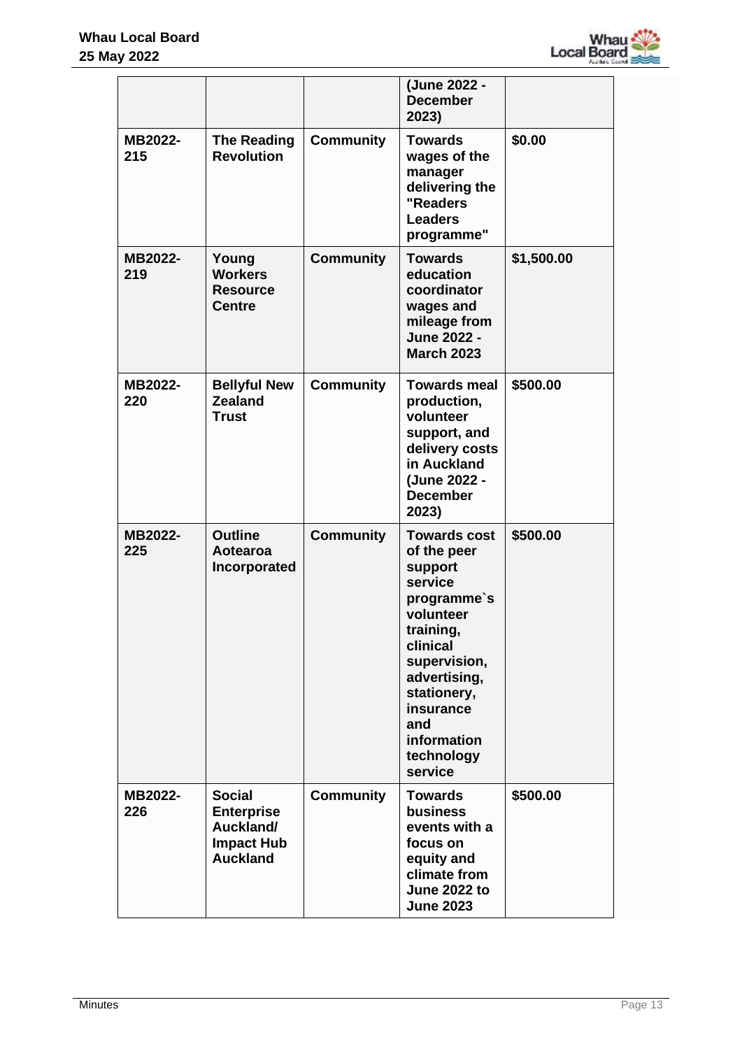| | | | (June 2022 - December 2023) | |
|---|---|---|---|---|
| **MB2022-215** | **The Reading Revolution** | **Community** | **Towards wages of the manager delivering the "Readers Leaders programme"** | **$0.00** |
| **MB2022-219** | **Young Workers Resource Centre** | **Community** | **Towards education coordinator wages and mileage from June 2022 - March 2023** | **$1,500.00** |
| **MB2022-220** | **Bellyful New Zealand Trust** | **Community** | **Towards meal production, volunteer support, and delivery costs in Auckland (June 2022 - December 2023)** | **$500.00** |
| **MB2022-225** | **Outline Aotearoa Incorporated** | **Community** | **Towards cost of the peer support service programme`s volunteer training, clinical supervision, advertising, stationery, insurance and information technology service** | **$500.00** |
| **MB2022-226** | **Social Enterprise Auckland/ Impact Hub Auckland** | **Community** | **Towards business events with a focus on equity and climate from June 2022 to June 2023** | **$500.00** |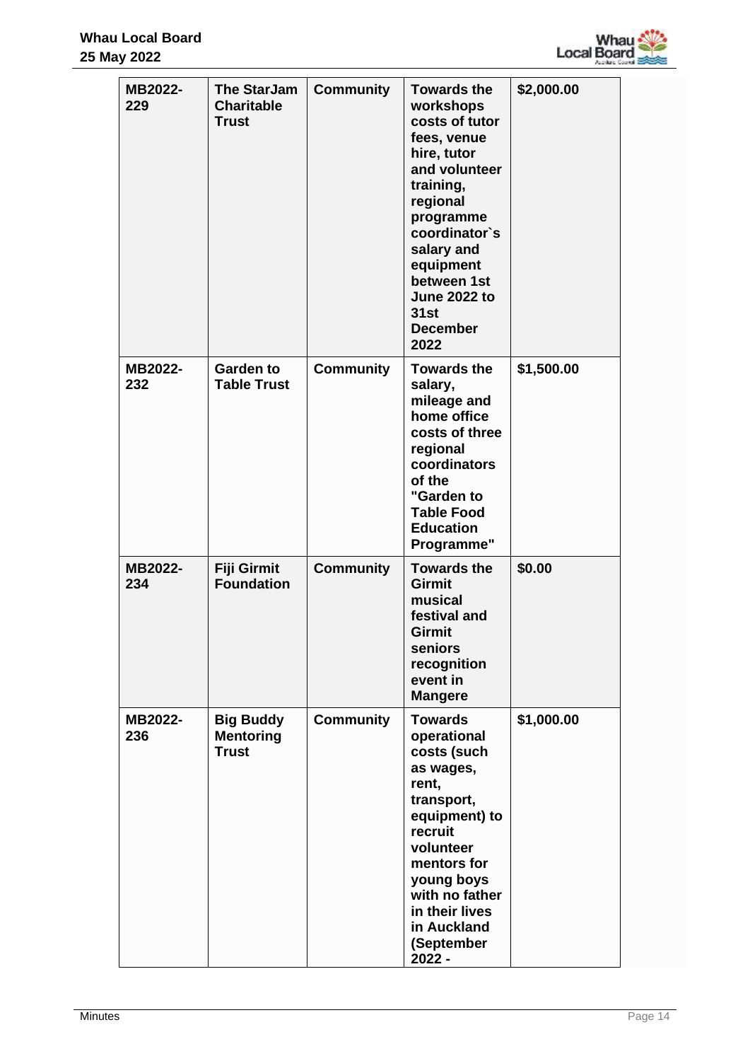| | | | | |
|---|---|---|---|---|
| **MB2022-229** | **The StarJam Charitable Trust** | **Community** | **Towards the workshops costs of tutor fees, venue hire, tutor and volunteer training, regional programme coordinator`s salary and equipment between 1st June 2022 to 31st December 2022** | **$2,000.00** |
| **MB2022-232** | **Garden to Table Trust** | **Community** | **Towards the salary, mileage and home office costs of three regional coordinators of the "Garden to Table Food Education Programme"** | **$1,500.00** |
| **MB2022-234** | **Fiji Girmit Foundation** | **Community** | **Towards the Girmit musical festival and Girmit seniors recognition event in Mangere** | **$0.00** |
| **MB2022-236** | **Big Buddy Mentoring Trust** | **Community** | **Towards operational costs (such as wages, rent, transport, equipment) to recruit volunteer mentors for young boys with no father in their lives in Auckland (September 2022 -** | **$1,000.00** |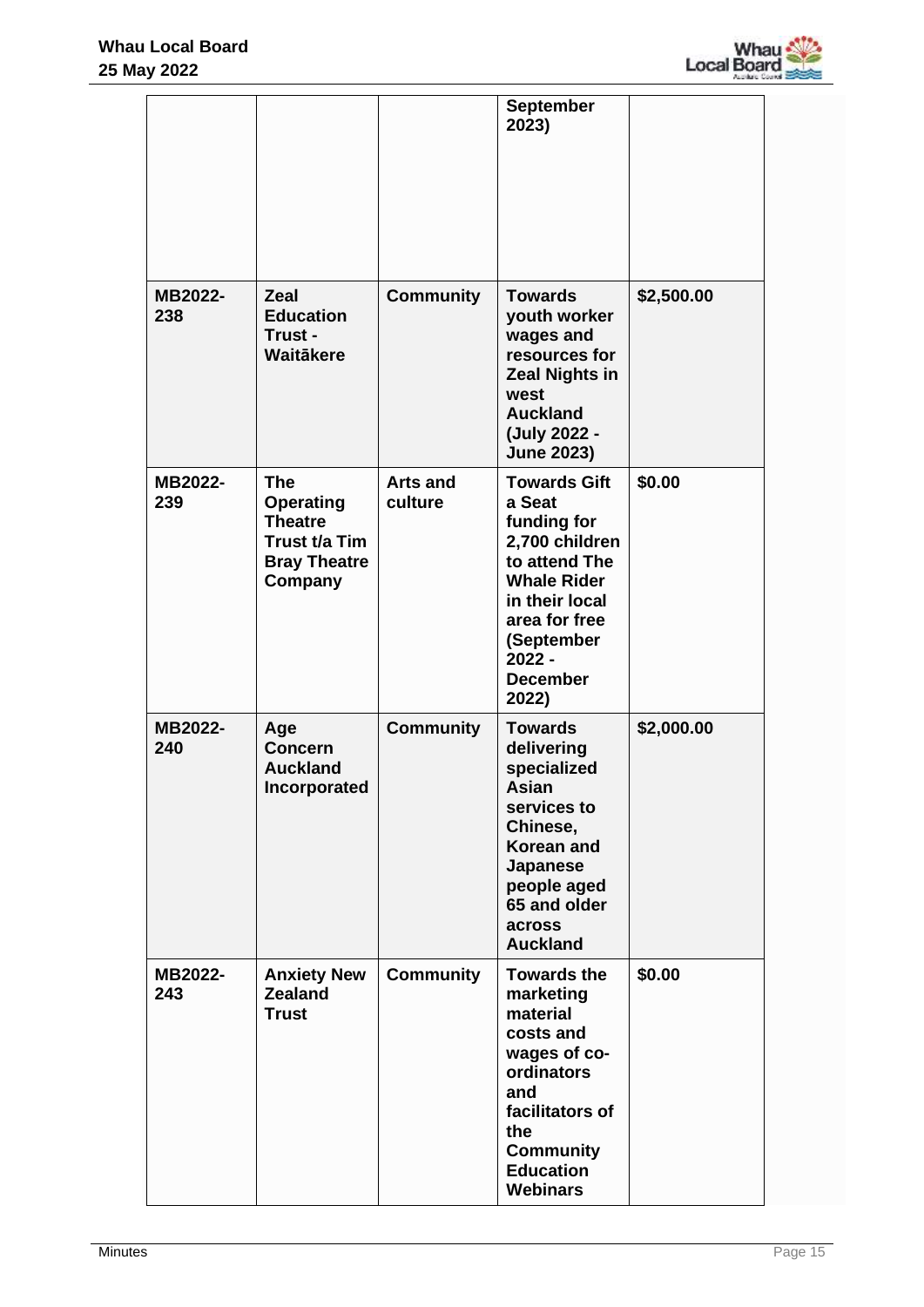| | | | September 2023) | |
|---|---|---|---|---|
| MB2022-238 | Zeal Education Trust - Waitākere | Community | Towards youth worker wages and resources for Zeal Nights in west Auckland (July 2022 - June 2023) | $2,500.00 |
| MB2022-239 | The Operating Theatre Trust t/a Tim Bray Theatre Company | Arts and culture | Towards Gift a Seat funding for 2,700 children to attend The Whale Rider in their local area for free (September 2022 - December 2022) | $0.00 |
| MB2022-240 | Age Concern Auckland Incorporated | Community | Towards delivering specialized Asian services to Chinese, Korean and Japanese people aged 65 and older across Auckland | $2,000.00 |
| MB2022-243 | Anxiety New Zealand Trust | Community | Towards the marketing material costs and wages of co-ordinators and facilitators of the Community Education Webinars | $0.00 |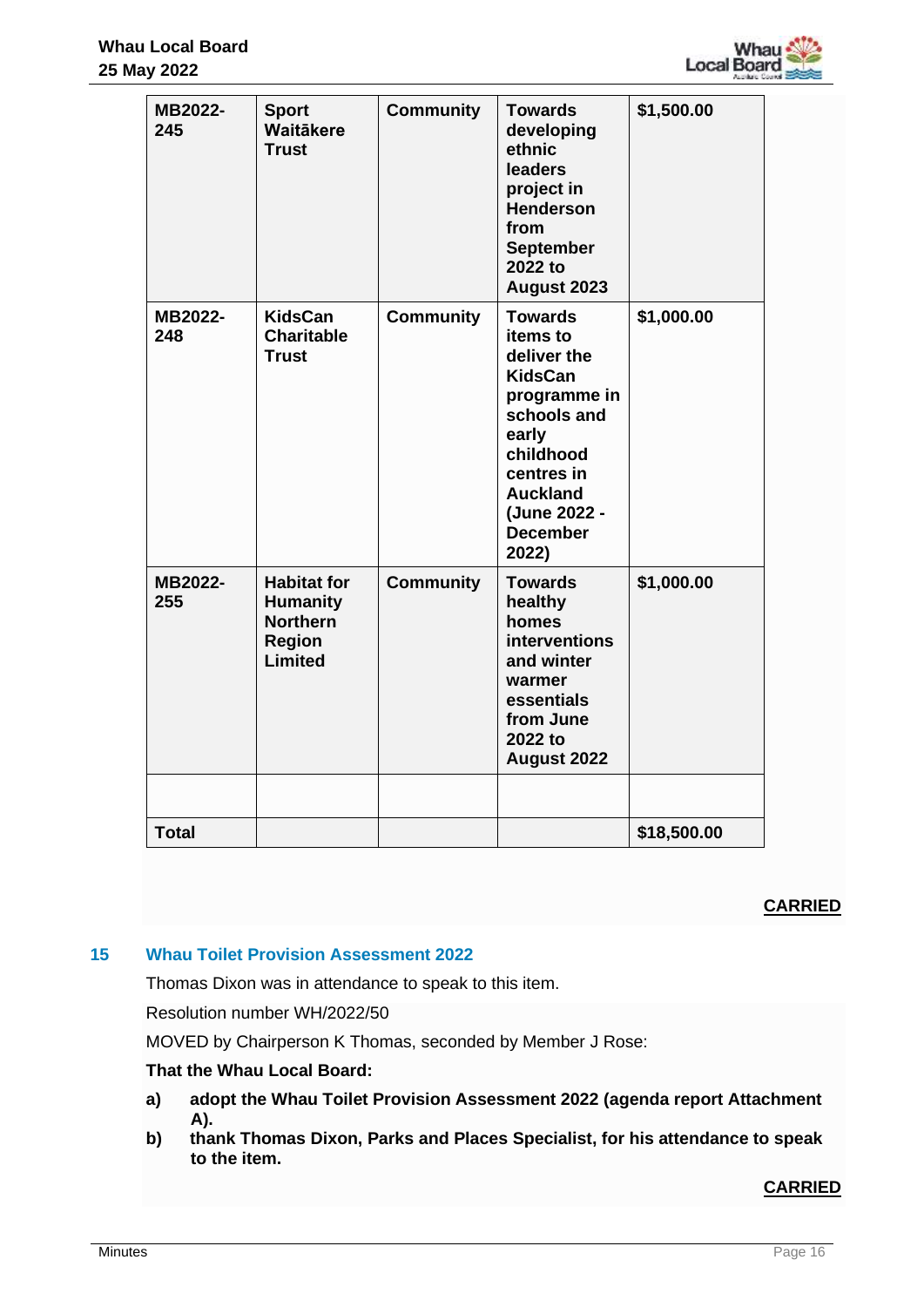| MB2022-245 | Sport Waitākere Trust | Community | Towards developing ethnic leaders project in Henderson from September 2022 to August 2023 | $1,500.00 |
|---|---|---|---|---|
| MB2022-248 | KidsCan Charitable Trust | Community | Towards items to deliver the KidsCan programme in schools and early childhood centres in Auckland (June 2022 - December 2022) | $1,000.00 |
| MB2022-255 | Habitat for Humanity Northern Region Limited | Community | Towards healthy homes interventions and winter warmer essentials from June 2022 to August 2022 | $1,000.00 |
| | | | | |
| **Total** | | | | **$18,500.00** |

**CARRIED**

## 15 Whau Toilet Provision Assessment 2022

Thomas Dixon was in attendance to speak to this item.

Resolution number WH/2022/50

MOVED by Chairperson K Thomas, seconded by Member J Rose:

**That the Whau Local Board:**

**a) adopt the Whau Toilet Provision Assessment 2022 (agenda report Attachment A).**

**b) thank Thomas Dixon, Parks and Places Specialist, for his attendance to speak to the item.**

**CARRIED**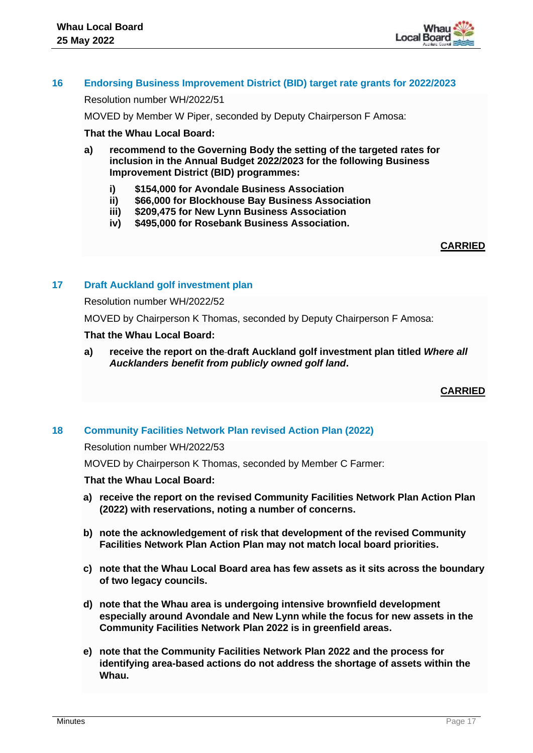## 16 Endorsing Business Improvement District (BID) target rate grants for 2022/2023

Resolution number WH/2022/51

MOVED by Member W Piper, seconded by Deputy Chairperson F Amosa:

**That the Whau Local Board:**

**a) recommend to the Governing Body the setting of the targeted rates for inclusion in the Annual Budget 2022/2023 for the following Business Improvement District (BID) programmes:**

**i) $154,000 for Avondale Business Association**
**ii) $66,000 for Blockhouse Bay Business Association**
**iii) $209,475 for New Lynn Business Association**
**iv) $495,000 for Rosebank Business Association.**

**CARRIED**

## 17 Draft Auckland golf investment plan

Resolution number WH/2022/52

MOVED by Chairperson K Thomas, seconded by Deputy Chairperson F Amosa:

**That the Whau Local Board:**

**a) receive the report on the draft Auckland golf investment plan titled *Where all Aucklanders benefit from publicly owned golf land*.**

**CARRIED**

## 18 Community Facilities Network Plan revised Action Plan (2022)

Resolution number WH/2022/53

MOVED by Chairperson K Thomas, seconded by Member C Farmer:

**That the Whau Local Board:**

**a) receive the report on the revised Community Facilities Network Plan Action Plan (2022) with reservations, noting a number of concerns.**

**b) note the acknowledgement of risk that development of the revised Community Facilities Network Plan Action Plan may not match local board priorities.**

**c) note that the Whau Local Board area has few assets as it sits across the boundary of two legacy councils.**

**d) note that the Whau area is undergoing intensive brownfield development especially around Avondale and New Lynn while the focus for new assets in the Community Facilities Network Plan 2022 is in greenfield areas.**

**e) note that the Community Facilities Network Plan 2022 and the process for identifying area-based actions do not address the shortage of assets within the Whau.**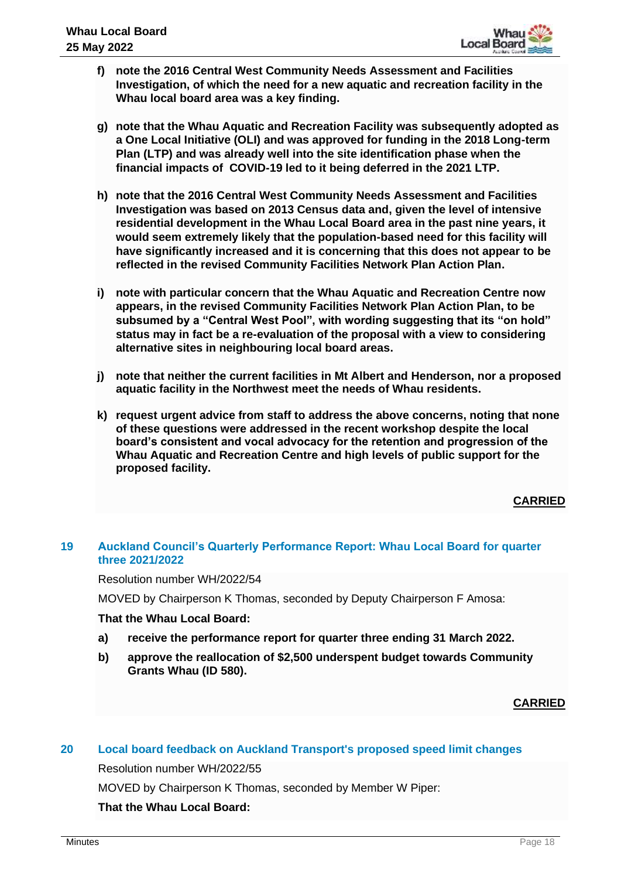**f) note the 2016 Central West Community Needs Assessment and Facilities Investigation, of which the need for a new aquatic and recreation facility in the Whau local board area was a key finding.**

**g) note that the Whau Aquatic and Recreation Facility was subsequently adopted as a One Local Initiative (OLI) and was approved for funding in the 2018 Long-term Plan (LTP) and was already well into the site identification phase when the financial impacts of COVID-19 led to it being deferred in the 2021 LTP.**

**h) note that the 2016 Central West Community Needs Assessment and Facilities Investigation was based on 2013 Census data and, given the level of intensive residential development in the Whau Local Board area in the past nine years, it would seem extremely likely that the population-based need for this facility will have significantly increased and it is concerning that this does not appear to be reflected in the revised Community Facilities Network Plan Action Plan.**

**i) note with particular concern that the Whau Aquatic and Recreation Centre now appears, in the revised Community Facilities Network Plan Action Plan, to be subsumed by a "Central West Pool", with wording suggesting that its "on hold" status may in fact be a re-evaluation of the proposal with a view to considering alternative sites in neighbouring local board areas.**

**j) note that neither the current facilities in Mt Albert and Henderson, nor a proposed aquatic facility in the Northwest meet the needs of Whau residents.**

**k) request urgent advice from staff to address the above concerns, noting that none of these questions were addressed in the recent workshop despite the local board's consistent and vocal advocacy for the retention and progression of the Whau Aquatic and Recreation Centre and high levels of public support for the proposed facility.**

**CARRIED**

## 19 Auckland Council's Quarterly Performance Report: Whau Local Board for quarter three 2021/2022

Resolution number WH/2022/54

MOVED by Chairperson K Thomas, seconded by Deputy Chairperson F Amosa:

**That the Whau Local Board:**

**a) receive the performance report for quarter three ending 31 March 2022.**

**b) approve the reallocation of $2,500 underspent budget towards Community Grants Whau (ID 580).**

**CARRIED**

## 20 Local board feedback on Auckland Transport's proposed speed limit changes

Resolution number WH/2022/55

MOVED by Chairperson K Thomas, seconded by Member W Piper:

**That the Whau Local Board:**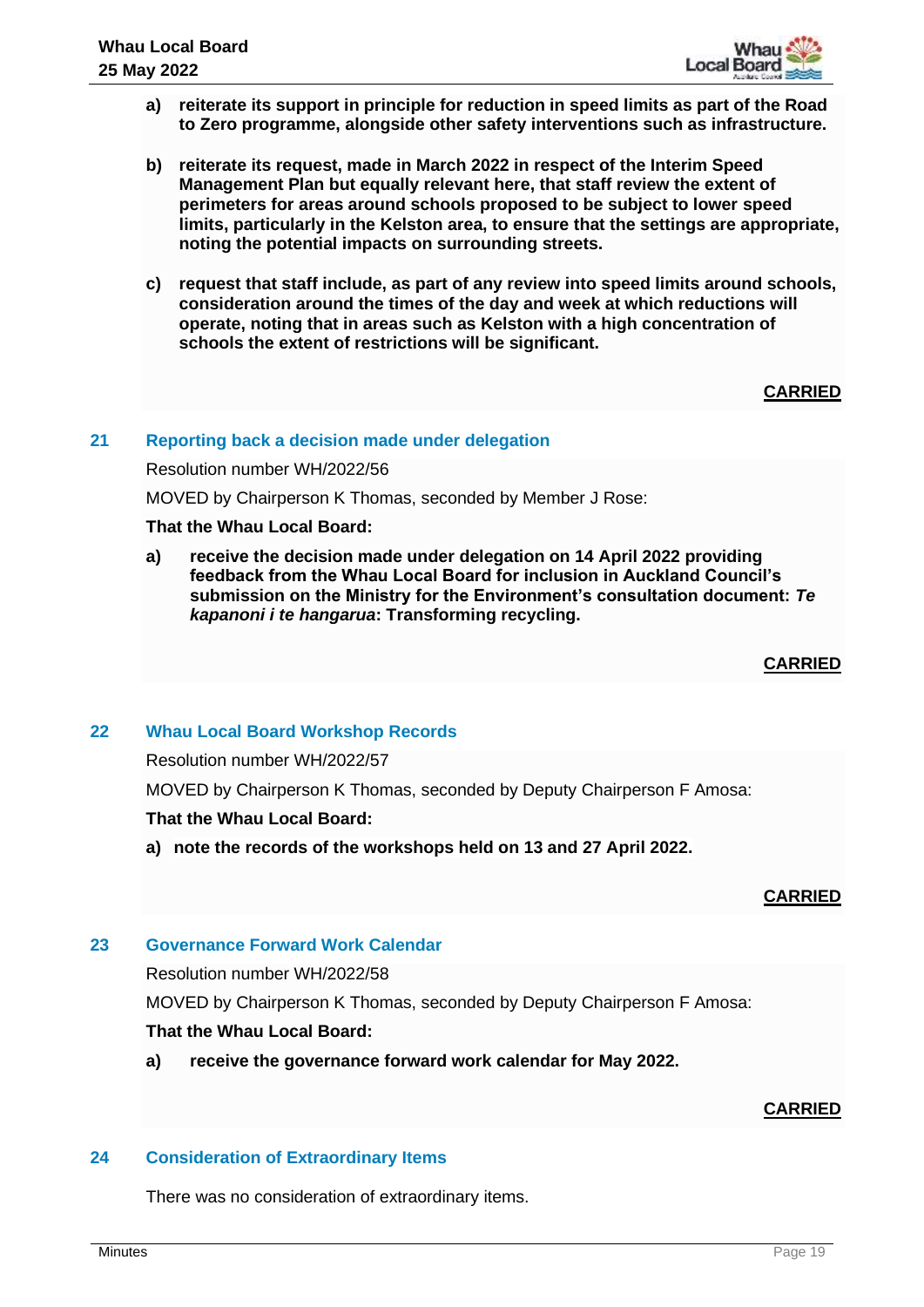**a) reiterate its support in principle for reduction in speed limits as part of the Road to Zero programme, alongside other safety interventions such as infrastructure.**

**b) reiterate its request, made in March 2022 in respect of the Interim Speed Management Plan but equally relevant here, that staff review the extent of perimeters for areas around schools proposed to be subject to lower speed limits, particularly in the Kelston area, to ensure that the settings are appropriate, noting the potential impacts on surrounding streets.**

**c) request that staff include, as part of any review into speed limits around schools, consideration around the times of the day and week at which reductions will operate, noting that in areas such as Kelston with a high concentration of schools the extent of restrictions will be significant.**

**CARRIED**

## 21 Reporting back a decision made under delegation

Resolution number WH/2022/56

MOVED by Chairperson K Thomas, seconded by Member J Rose:

**That the Whau Local Board:**

**a) receive the decision made under delegation on 14 April 2022 providing feedback from the Whau Local Board for inclusion in Auckland Council's submission on the Ministry for the Environment's consultation document: *Te kapanoni i te hangarua*: Transforming recycling.**

**CARRIED**

## 22 Whau Local Board Workshop Records

Resolution number WH/2022/57

MOVED by Chairperson K Thomas, seconded by Deputy Chairperson F Amosa:

**That the Whau Local Board:**

**a) note the records of the workshops held on 13 and 27 April 2022.**

**CARRIED**

## 23 Governance Forward Work Calendar

Resolution number WH/2022/58

MOVED by Chairperson K Thomas, seconded by Deputy Chairperson F Amosa:

**That the Whau Local Board:**

**a) receive the governance forward work calendar for May 2022.**

**CARRIED**

## 24 Consideration of Extraordinary Items

There was no consideration of extraordinary items.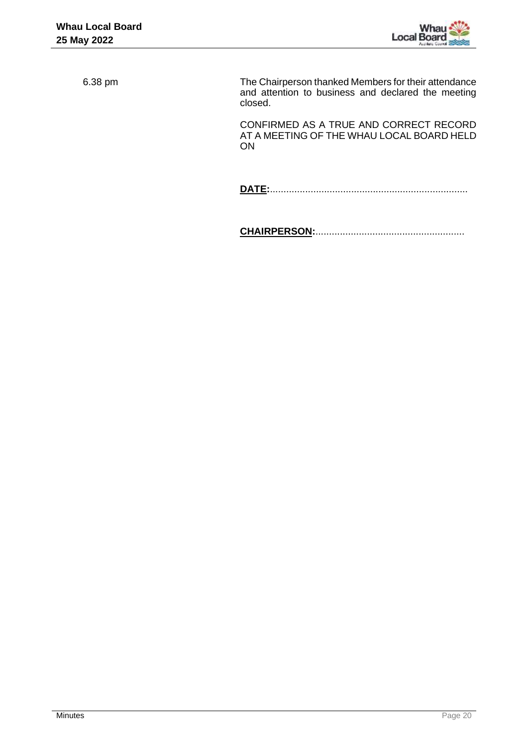| | |
|---|---|
| 6.38 pm | The Chairperson thanked Members for their attendance and attention to business and declared the meeting closed. |

CONFIRMED AS A TRUE AND CORRECT RECORD AT A MEETING OF THE WHAU LOCAL BOARD HELD ON

**DATE:**.........................................................................

**CHAIRPERSON:**.......................................................